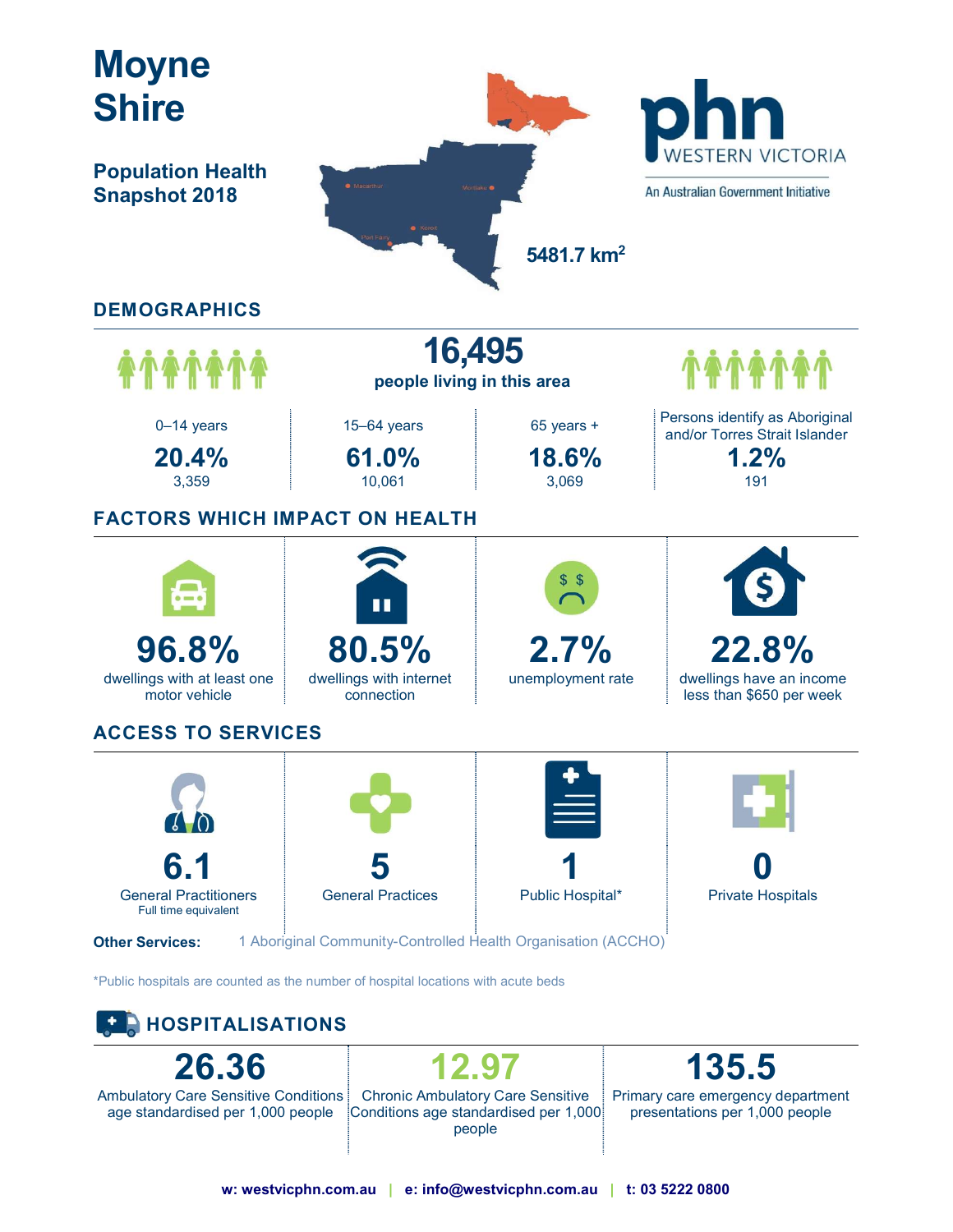# Moyne Shire

## Population Health Snapshot 2018

**WESTERN VICTORIA phn**

An Australian Government Initiative

Macarthur

Mortlake

Koroit

Port Fairy

**5481.7 km$^2$**

## DEMOGRAPHICS

**16,495**
**people living in this area**

| 0–14 years | 15–64 years | 65 years + | Persons identify as Aboriginal and/or Torres Strait Islander |
|---|---|---|---|
| **20.4%** | **61.0%** | **18.6%** | **1.2%** |
| 3,359 | 10,061 | 3,069 | 191 |

## FACTORS WHICH IMPACT ON HEALTH

| **96.8%** | **80.5%** | **2.7%** | **22.8%** |
|---|---|---|---|
| dwellings with at least one motor vehicle | dwellings with internet connection | unemployment rate | dwellings have an income less than $650 per week |

## ACCESS TO SERVICES

| **6.1** | **5** | **1** | **0** |
|---|---|---|---|
| General Practitioners<br>Full time equivalent | General Practices | Public Hospital* | Private Hospitals |

**Other Services:** 1 Aboriginal Community-Controlled Health Organisation (ACCHO)

*Public hospitals are counted as the number of hospital locations with acute beds

## HOSPITALISATIONS

| **26.36** | **12.97** | **135.5** |
|---|---|---|
| Ambulatory Care Sensitive Conditions age standardised per 1,000 people | Chronic Ambulatory Care Sensitive Conditions age standardised per 1,000 people | Primary care emergency department presentations per 1,000 people |

**w: westvicphn.com.au | e: info@westvicphn.com.au | t: 03 5222 0800**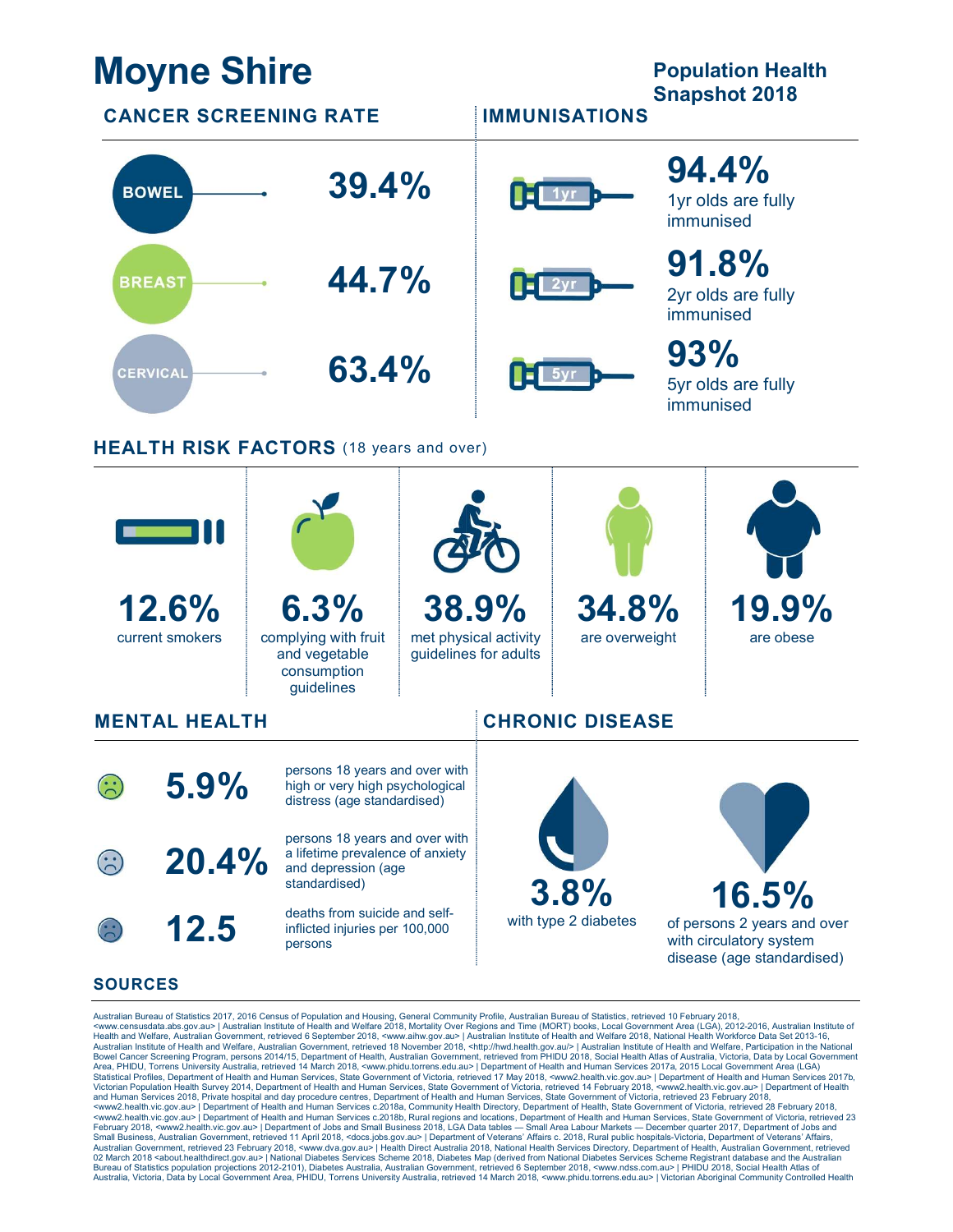# Moyne Shire

**Population Health Snapshot 2018**

## CANCER SCREENING RATE

BOWEL 39.4%

BREAST 44.7%

CERVICAL 63.4%

## IMMUNISATIONS

**94.4%** 1yr olds are fully immunised

**91.8%** 2yr olds are fully immunised

**93%** 5yr olds are fully immunised

## HEALTH RISK FACTORS (18 years and over)

**12.6%** current smokers

**6.3%** complying with fruit and vegetable consumption guidelines

**38.9%** met physical activity guidelines for adults

**34.8%** are overweight

**19.9%** are obese

## MENTAL HEALTH

**5.9%** persons 18 years and over with high or very high psychological distress (age standardised)

**20.4%** persons 18 years and over with a lifetime prevalence of anxiety and depression (age standardised)

**12.5** deaths from suicide and self-inflicted injuries per 100,000 persons

## CHRONIC DISEASE

**3.8%** with type 2 diabetes

**16.5%** of persons 2 years and over with circulatory system disease (age standardised)

## SOURCES

Australian Bureau of Statistics 2017, 2016 Census of Population and Housing, General Community Profile, Australian Bureau of Statistics, retrieved 10 February 2018, <www.censusdata.abs.gov.au> | Australian Institute of Health and Welfare 2018, Mortality Over Regions and Time (MORT) books, Local Government Area (LGA), 2012-2016, Australian Institute of Health and Welfare, Australian Government, retrieved 6 September 2018, <www.aihw.gov.au> | Australian Institute of Health and Welfare 2018, National Health Workforce Data Set 2013-16, Australian Institute of Health and Welfare, Australian Government, retrieved 18 November 2018, <http://hwd.health.gov.au/> | Australian Institute of Health and Welfare, Participation in the National Bowel Cancer Screening Program, persons 2014/15, Department of Health, Australian Government, retrieved from PHIDU 2018, Social Health Atlas of Australia, Victoria, Data by Local Government Area, PHIDU, Torrens University Australia, retrieved 14 March 2018, <www.phidu.torrens.edu.au> | Department of Health and Human Services 2017a, 2015 Local Government Area (LGA) Statistical Profiles, Department of Health and Human Services, State Government of Victoria, retrieved 17 May 2018, <www2.health.vic.gov.au> | Department of Health and Human Services 2017b, Victorian Population Health Survey 2014, Department of Health and Human Services, State Government of Victoria, retrieved 14 February 2018, <www2.health.vic.gov.au> | Department of Health and Human Services 2018, Private hospital and day procedure centres, Department of Health and Human Services, State Government of Victoria, retrieved 23 February 2018, <www2.health.vic.gov.au> | Department of Health and Human Services c.2018a, Community Health Directory, Department of Health, State Government of Victoria, retrieved 28 February 2018, <www2.health.vic.gov.au> | Department of Health and Human Services c.2018b, Rural regions and locations, Department of Health and Human Services, State Government of Victoria, retrieved 23 February 2018, <www2.health.vic.gov.au> | Department of Jobs and Small Business 2018, LGA Data tables — Small Area Labour Markets — December quarter 2017, Department of Jobs and Small Business, Australian Government, retrieved 11 April 2018, <docs.jobs.gov.au> | Department of Veterans' Affairs c. 2018, Rural public hospitals-Victoria, Department of Veterans' Affairs, Australian Government, retrieved 23 February 2018, <www.dva.gov.au> | Health Direct Australia 2018, National Health Services Directory, Department of Health, Australian Government, retrieved 02 March 2018 <about.healthdirect.gov.au> | National Diabetes Services Scheme 2018, Diabetes Map (derived from National Diabetes Services Scheme Registrant database and the Australian Bureau of Statistics population projections 2012-2101), Diabetes Australia, Australian Government, retrieved 6 September 2018, <www.ndss.com.au> | PHIDU 2018, Social Health Atlas of Australia, Victoria, Data by Local Government Area, PHIDU, Torrens University Australia, retrieved 14 March 2018, <www.phidu.torrens.edu.au> | Victorian Aboriginal Community Controlled Health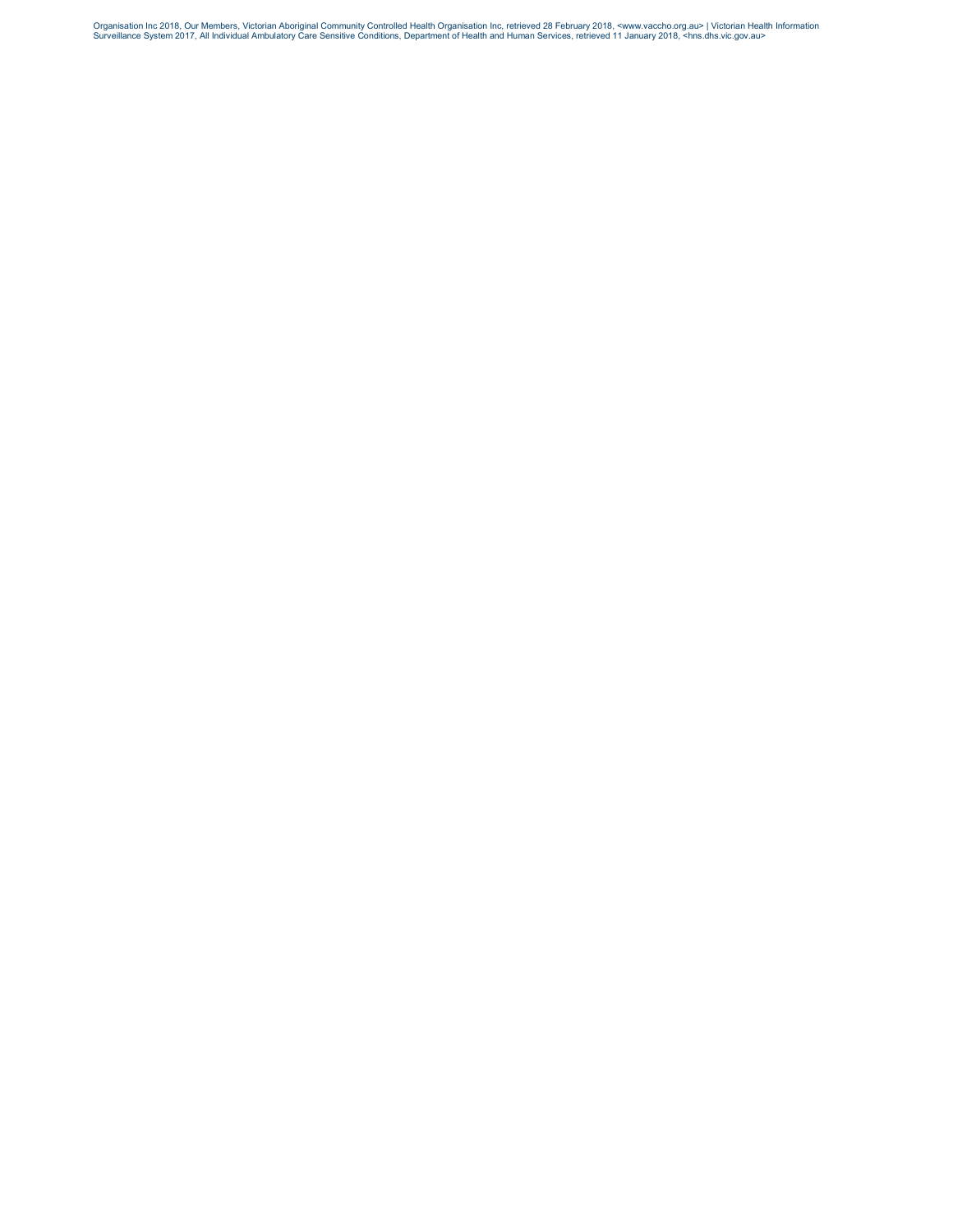Organisation Inc 2018, Our Members, Victorian Aboriginal Community Controlled Health Organisation Inc, retrieved 28 February 2018, <www.vaccho.org.au> | Victorian Health Information Surveillance System 2017, All Individual Ambulatory Care Sensitive Conditions, Department of Health and Human Services, retrieved 11 January 2018, <hns.dhs.vic.gov.au>